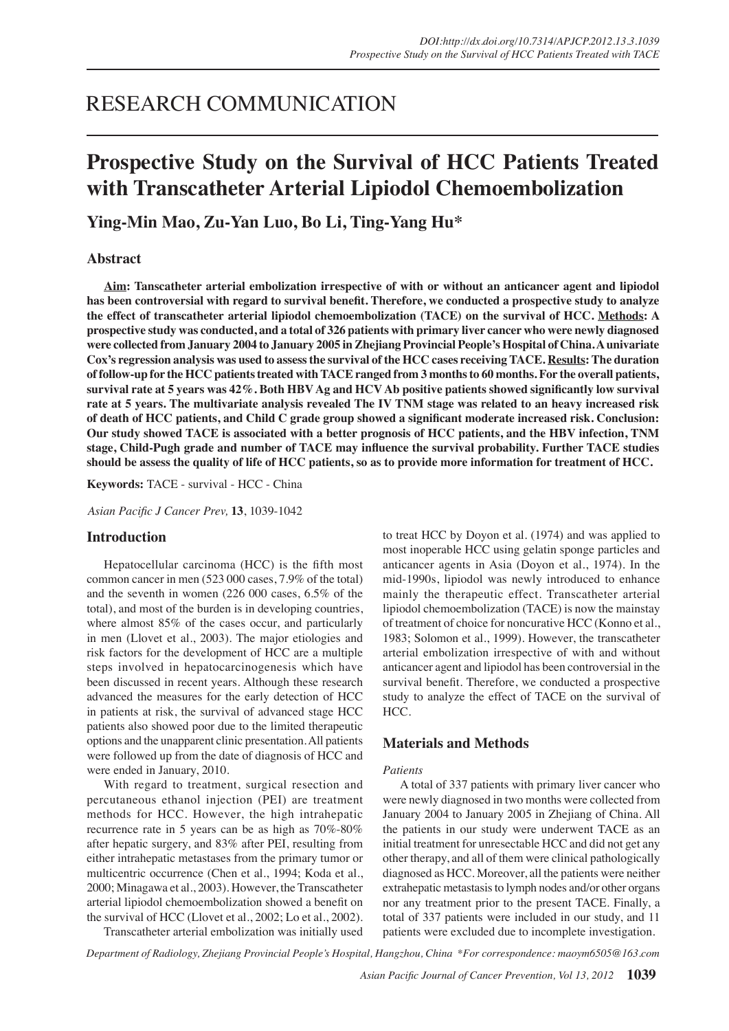RESEARCH COMMUNICATION

# Prospective Study on the Survival of HCC Patients Treated with Transcatheter Arterial Lipiodol Chemoembolization

**Ying-Min Mao, Zu-Yan Luo, Bo Li, Ting-Yang Hu***

## Abstract

**Aim: Tanscatheter arterial embolization irrespective of with or without an anticancer agent and lipiodol has been controversial with regard to survival benefit. Therefore, we conducted a prospective study to analyze the effect of transcatheter arterial lipiodol chemoembolization (TACE) on the survival of HCC. Methods: A prospective study was conducted, and a total of 326 patients with primary liver cancer who were newly diagnosed were collected from January 2004 to January 2005 in Zhejiang Provincial People's Hospital of China. A univariate Cox's regression analysis was used to assess the survival of the HCC cases receiving TACE. Results: The duration of follow-up for the HCC patients treated with TACE ranged from 3 months to 60 months. For the overall patients, survival rate at 5 years was 42%. Both HBV Ag and HCV Ab positive patients showed significantly low survival rate at 5 years. The multivariate analysis revealed The IV TNM stage was related to an heavy increased risk of death of HCC patients, and Child C grade group showed a significant moderate increased risk. Conclusion: Our study showed TACE is associated with a better prognosis of HCC patients, and the HBV infection, TNM stage, Child-Pugh grade and number of TACE may influence the survival probability. Further TACE studies should be assess the quality of life of HCC patients, so as to provide more information for treatment of HCC.**

**Keywords:** TACE - survival - HCC - China

*Asian Pacific J Cancer Prev,* **13**, 1039-1042

## Introduction

Hepatocellular carcinoma (HCC) is the fifth most common cancer in men (523 000 cases, 7.9% of the total) and the seventh in women (226 000 cases, 6.5% of the total), and most of the burden is in developing countries, where almost 85% of the cases occur, and particularly in men (Llovet et al., 2003). The major etiologies and risk factors for the development of HCC are a multiple steps involved in hepatocarcinogenesis which have been discussed in recent years. Although these research advanced the measures for the early detection of HCC in patients at risk, the survival of advanced stage HCC patients also showed poor due to the limited therapeutic options and the unapparent clinic presentation. All patients were followed up from the date of diagnosis of HCC and were ended in January, 2010.

With regard to treatment, surgical resection and percutaneous ethanol injection (PEI) are treatment methods for HCC. However, the high intrahepatic recurrence rate in 5 years can be as high as 70%-80% after hepatic surgery, and 83% after PEI, resulting from either intrahepatic metastases from the primary tumor or multicentric occurrence (Chen et al., 1994; Koda et al., 2000; Minagawa et al., 2003). However, the Transcatheter arterial lipiodol chemoembolization showed a benefit on the survival of HCC (Llovet et al., 2002; Lo et al., 2002).

Transcatheter arterial embolization was initially used to treat HCC by Doyon et al. (1974) and was applied to most inoperable HCC using gelatin sponge particles and anticancer agents in Asia (Doyon et al., 1974). In the mid-1990s, lipiodol was newly introduced to enhance mainly the therapeutic effect. Transcatheter arterial lipiodol chemoembolization (TACE) is now the mainstay of treatment of choice for noncurative HCC (Konno et al., 1983; Solomon et al., 1999). However, the transcatheter arterial embolization irrespective of with and without anticancer agent and lipiodol has been controversial in the survival benefit. Therefore, we conducted a prospective study to analyze the effect of TACE on the survival of HCC.

## Materials and Methods

*Patients*

A total of 337 patients with primary liver cancer who were newly diagnosed in two months were collected from January 2004 to January 2005 in Zhejiang of China. All the patients in our study were underwent TACE as an initial treatment for unresectable HCC and did not get any other therapy, and all of them were clinical pathologically diagnosed as HCC. Moreover, all the patients were neither extrahepatic metastasis to lymph nodes and/or other organs nor any treatment prior to the present TACE. Finally, a total of 337 patients were included in our study, and 11 patients were excluded due to incomplete investigation.

*Department of Radiology, Zhejiang Provincial People's Hospital, Hangzhou, China *For correspondence: maoym6505@163.com*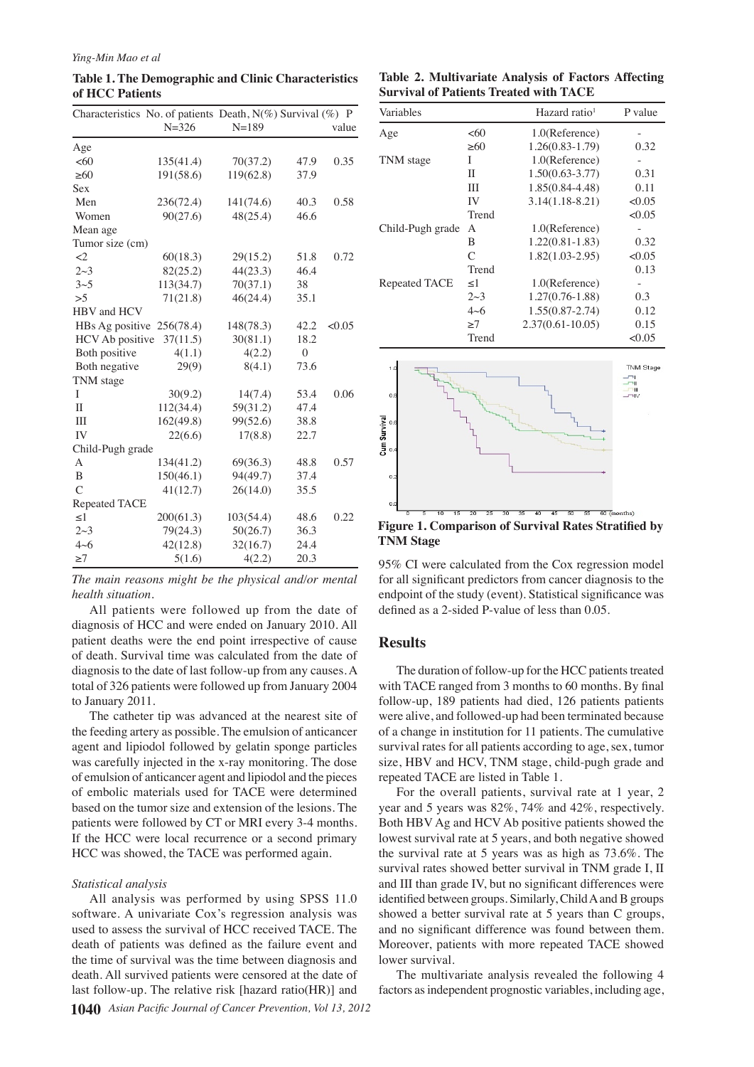**Table 1. The Demographic and Clinic Characteristics of HCC Patients**

| Characteristics | No. of patients N=326 | Death, N(%) N=189 | Survival (%) | P value |
|---|---|---|---|---|
| Age | | | | |
| <60 | 135(41.4) | 70(37.2) | 47.9 | 0.35 |
| ≥60 | 191(58.6) | 119(62.8) | 37.9 | |
| Sex | | | | |
| Men | 236(72.4) | 141(74.6) | 40.3 | 0.58 |
| Women | 90(27.6) | 48(25.4) | 46.6 | |
| Mean age | | | | |
| Tumor size (cm) | | | | |
| <2 | 60(18.3) | 29(15.2) | 51.8 | 0.72 |
| 2~3 | 82(25.2) | 44(23.3) | 46.4 | |
| 3~5 | 113(34.7) | 70(37.1) | 38 | |
| >5 | 71(21.8) | 46(24.4) | 35.1 | |
| HBV and HCV | | | | |
| HBs Ag positive | 256(78.4) | 148(78.3) | 42.2 | <0.05 |
| HCV Ab positive | 37(11.5) | 30(81.1) | 18.2 | |
| Both positive | 4(1.1) | 4(2.2) | 0 | |
| Both negative | 29(9) | 8(4.1) | 73.6 | |
| TNM stage | | | | |
| I | 30(9.2) | 14(7.4) | 53.4 | 0.06 |
| II | 112(34.4) | 59(31.2) | 47.4 | |
| III | 162(49.8) | 99(52.6) | 38.8 | |
| IV | 22(6.6) | 17(8.8) | 22.7 | |
| Child-Pugh grade | | | | |
| A | 134(41.2) | 69(36.3) | 48.8 | 0.57 |
| B | 150(46.1) | 94(49.7) | 37.4 | |
| C | 41(12.7) | 26(14.0) | 35.5 | |
| Repeated TACE | | | | |
| ≤1 | 200(61.3) | 103(54.4) | 48.6 | 0.22 |
| 2~3 | 79(24.3) | 50(26.7) | 36.3 | |
| 4~6 | 42(12.8) | 32(16.7) | 24.4 | |
| ≥7 | 5(1.6) | 4(2.2) | 20.3 | |

*The main reasons might be the physical and/or mental health situation.*

All patients were followed up from the date of diagnosis of HCC and were ended on January 2010. All patient deaths were the end point irrespective of cause of death. Survival time was calculated from the date of diagnosis to the date of last follow-up from any causes. A total of 326 patients were followed up from January 2004 to January 2011.

The catheter tip was advanced at the nearest site of the feeding artery as possible. The emulsion of anticancer agent and lipiodol followed by gelatin sponge particles was carefully injected in the x-ray monitoring. The dose of emulsion of anticancer agent and lipiodol and the pieces of embolic materials used for TACE were determined based on the tumor size and extension of the lesions. The patients were followed by CT or MRI every 3-4 months. If the HCC were local recurrence or a second primary HCC was showed, the TACE was performed again.

*Statistical analysis*

All analysis was performed by using SPSS 11.0 software. A univariate Cox's regression analysis was used to assess the survival of HCC received TACE. The death of patients was defined as the failure event and the time of survival was the time between diagnosis and death. All survived patients were censored at the date of last follow-up. The relative risk [hazard ratio(HR)] and 95% CI were calculated from the Cox regression model for all significant predictors from cancer diagnosis to the endpoint of the study (event). Statistical significance was defined as a 2-sided P-value of less than 0.05.

**Table 2. Multivariate Analysis of Factors Affecting Survival of Patients Treated with TACE**

| Variables | | Hazard ratio[1] | P value |
|---|---|---|---|
| Age | <60 | 1.0(Reference) | - |
| | ≥60 | 1.26(0.83-1.79) | 0.32 |
| TNM stage | I | 1.0(Reference) | - |
| | II | 1.50(0.63-3.77) | 0.31 |
| | III | 1.85(0.84-4.48) | 0.11 |
| | IV | 3.14(1.18-8.21) | <0.05 |
| | Trend | | <0.05 |
| Child-Pugh grade | A | 1.0(Reference) | - |
| | B | 1.22(0.81-1.83) | 0.32 |
| | C | 1.82(1.03-2.95) | <0.05 |
| | Trend | | 0.13 |
| Repeated TACE | ≤1 | 1.0(Reference) | - |
| | 2~3 | 1.27(0.76-1.88) | 0.3 |
| | 4~6 | 1.55(0.87-2.74) | 0.12 |
| | ≥7 | 2.37(0.61-10.05) | 0.15 |
| | Trend | | <0.05 |

**Figure 1. Comparison of Survival Rates Stratified by TNM Stage**

## Results

The duration of follow-up for the HCC patients treated with TACE ranged from 3 months to 60 months. By final follow-up, 189 patients had died, 126 patients patients were alive, and followed-up had been terminated because of a change in institution for 11 patients. The cumulative survival rates for all patients according to age, sex, tumor size, HBV and HCV, TNM stage, child-pugh grade and repeated TACE are listed in Table 1.

For the overall patients, survival rate at 1 year, 2 year and 5 years was 82%, 74% and 42%, respectively. Both HBV Ag and HCV Ab positive patients showed the lowest survival rate at 5 years, and both negative showed the survival rate at 5 years was as high as 73.6%. The survival rates showed better survival in TNM grade I, II and III than grade IV, but no significant differences were identified between groups. Similarly, Child A and B groups showed a better survival rate at 5 years than C groups, and no significant difference was found between them. Moreover, patients with more repeated TACE showed lower survival.

The multivariate analysis revealed the following 4 factors as independent prognostic variables, including age,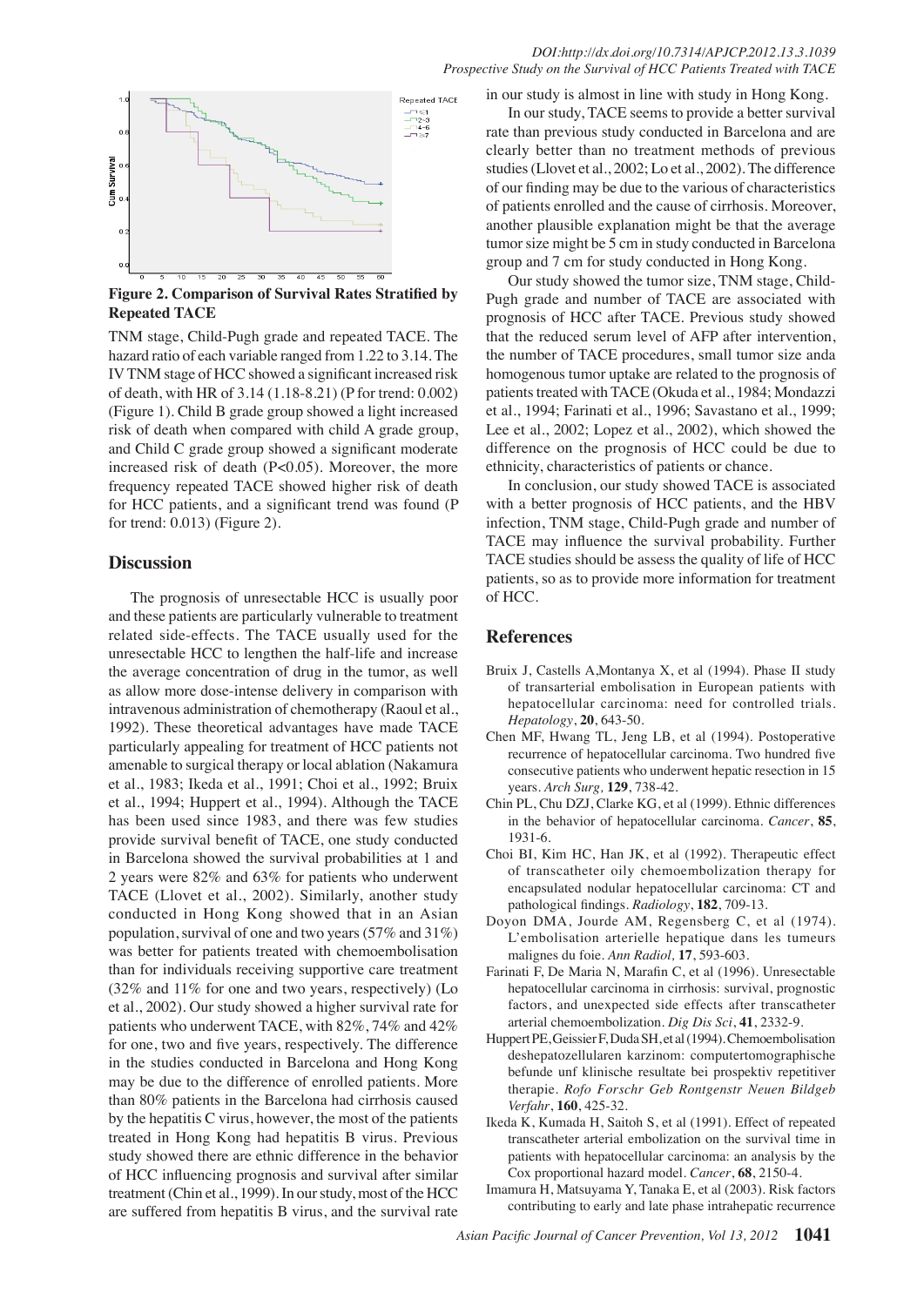**Figure 2. Comparison of Survival Rates Stratified by Repeated TACE**

TNM stage, Child-Pugh grade and repeated TACE. The hazard ratio of each variable ranged from 1.22 to 3.14. The IV TNM stage of HCC showed a significant increased risk of death, with HR of 3.14 (1.18-8.21) (P for trend: 0.002) (Figure 1). Child B grade group showed a light increased risk of death when compared with child A grade group, and Child C grade group showed a significant moderate increased risk of death (P<0.05). Moreover, the more frequency repeated TACE showed higher risk of death for HCC patients, and a significant trend was found (P for trend: 0.013) (Figure 2).

## Discussion

The prognosis of unresectable HCC is usually poor and these patients are particularly vulnerable to treatment related side-effects. The TACE usually used for the unresectable HCC to lengthen the half-life and increase the average concentration of drug in the tumor, as well as allow more dose-intense delivery in comparison with intravenous administration of chemotherapy (Raoul et al., 1992). These theoretical advantages have made TACE particularly appealing for treatment of HCC patients not amenable to surgical therapy or local ablation (Nakamura et al., 1983; Ikeda et al., 1991; Choi et al., 1992; Bruix et al., 1994; Huppert et al., 1994). Although the TACE has been used since 1983, and there was few studies provide survival benefit of TACE, one study conducted in Barcelona showed the survival probabilities at 1 and 2 years were 82% and 63% for patients who underwent TACE (Llovet et al., 2002). Similarly, another study conducted in Hong Kong showed that in an Asian population, survival of one and two years (57% and 31%) was better for patients treated with chemoembolisation than for individuals receiving supportive care treatment (32% and 11% for one and two years, respectively) (Lo et al., 2002). Our study showed a higher survival rate for patients who underwent TACE, with 82%, 74% and 42% for one, two and five years, respectively. The difference in the studies conducted in Barcelona and Hong Kong may be due to the difference of enrolled patients. More than 80% patients in the Barcelona had cirrhosis caused by the hepatitis C virus, however, the most of the patients treated in Hong Kong had hepatitis B virus. Previous study showed there are ethnic difference in the behavior of HCC influencing prognosis and survival after similar treatment (Chin et al., 1999). In our study, most of the HCC are suffered from hepatitis B virus, and the survival rate in our study is almost in line with study in Hong Kong.

In our study, TACE seems to provide a better survival rate than previous study conducted in Barcelona and are clearly better than no treatment methods of previous studies (Llovet et al., 2002; Lo et al., 2002). The difference of our finding may be due to the various of characteristics of patients enrolled and the cause of cirrhosis. Moreover, another plausible explanation might be that the average tumor size might be 5 cm in study conducted in Barcelona group and 7 cm for study conducted in Hong Kong.

Our study showed the tumor size, TNM stage, Child-Pugh grade and number of TACE are associated with prognosis of HCC after TACE. Previous study showed that the reduced serum level of AFP after intervention, the number of TACE procedures, small tumor size anda homogenous tumor uptake are related to the prognosis of patients treated with TACE (Okuda et al., 1984; Mondazzi et al., 1994; Farinati et al., 1996; Savastano et al., 1999; Lee et al., 2002; Lopez et al., 2002), which showed the difference on the prognosis of HCC could be due to ethnicity, characteristics of patients or chance.

In conclusion, our study showed TACE is associated with a better prognosis of HCC patients, and the HBV infection, TNM stage, Child-Pugh grade and number of TACE may influence the survival probability. Further TACE studies should be assess the quality of life of HCC patients, so as to provide more information for treatment of HCC.

## References

Bruix J, Castells A,Montanya X, et al (1994). Phase II study of transarterial embolisation in European patients with hepatocellular carcinoma: need for controlled trials. *Hepatology*, **20**, 643-50.

Chen MF, Hwang TL, Jeng LB, et al (1994). Postoperative recurrence of hepatocellular carcinoma. Two hundred five consecutive patients who underwent hepatic resection in 15 years. *Arch Surg,* **129**, 738-42.

Chin PL, Chu DZJ, Clarke KG, et al (1999). Ethnic differences in the behavior of hepatocellular carcinoma. *Cancer*, **85**, 1931-6.

Choi BI, Kim HC, Han JK, et al (1992). Therapeutic effect of transcatheter oily chemoembolization therapy for encapsulated nodular hepatocellular carcinoma: CT and pathological findings. *Radiology*, **182**, 709-13.

Doyon DMA, Jourde AM, Regensberg C, et al (1974). L'embolisation arterielle hepatique dans les tumeurs malignes du foie. *Ann Radiol,* **17**, 593-603.

Farinati F, De Maria N, Marafin C, et al (1996). Unresectable hepatocellular carcinoma in cirrhosis: survival, prognostic factors, and unexpected side effects after transcatheter arterial chemoembolization. *Dig Dis Sci*, **41**, 2332-9.

Huppert PE, Geissier F, Duda SH, et al (1994). Chemoembolisation deshepatozellularen karzinom: computertomographische befunde unf klinische resultate bei prospektiv repetitiver therapie. *Rofo Forschr Geb Rontgenstr Neuen Bildgeb Verfahr*, **160**, 425-32.

Ikeda K, Kumada H, Saitoh S, et al (1991). Effect of repeated transcatheter arterial embolization on the survival time in patients with hepatocellular carcinoma: an analysis by the Cox proportional hazard model. *Cancer*, **68**, 2150-4.

Imamura H, Matsuyama Y, Tanaka E, et al (2003). Risk factors contributing to early and late phase intrahepatic recurrence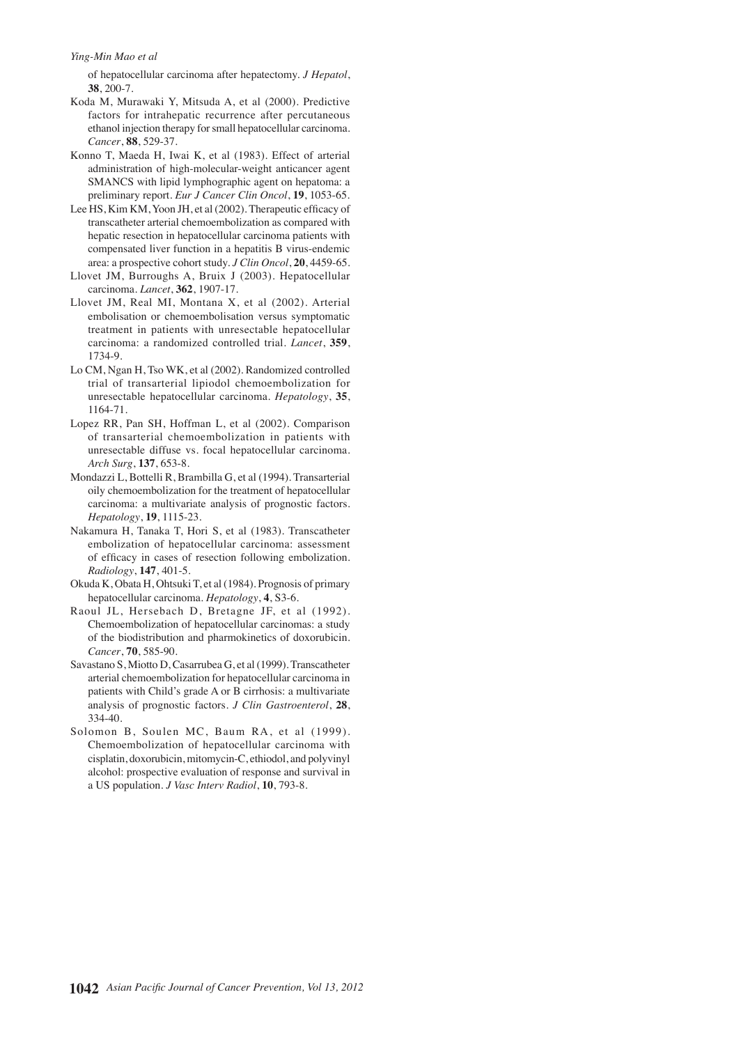of hepatocellular carcinoma after hepatectomy. *J Hepatol*, **38**, 200-7.

Koda M, Murawaki Y, Mitsuda A, et al (2000). Predictive factors for intrahepatic recurrence after percutaneous ethanol injection therapy for small hepatocellular carcinoma. *Cancer*, **88**, 529-37.

Konno T, Maeda H, Iwai K, et al (1983). Effect of arterial administration of high-molecular-weight anticancer agent SMANCS with lipid lymphographic agent on hepatoma: a preliminary report. *Eur J Cancer Clin Oncol*, **19**, 1053-65.

Lee HS, Kim KM, Yoon JH, et al (2002). Therapeutic efficacy of transcatheter arterial chemoembolization as compared with hepatic resection in hepatocellular carcinoma patients with compensated liver function in a hepatitis B virus-endemic area: a prospective cohort study. *J Clin Oncol*, **20**, 4459-65.

Llovet JM, Burroughs A, Bruix J (2003). Hepatocellular carcinoma. *Lancet*, **362**, 1907-17.

Llovet JM, Real MI, Montana X, et al (2002). Arterial embolisation or chemoembolisation versus symptomatic treatment in patients with unresectable hepatocellular carcinoma: a randomized controlled trial. *Lancet*, **359**, 1734-9.

Lo CM, Ngan H, Tso WK, et al (2002). Randomized controlled trial of transarterial lipiodol chemoembolization for unresectable hepatocellular carcinoma. *Hepatology*, **35**, 1164-71.

Lopez RR, Pan SH, Hoffman L, et al (2002). Comparison of transarterial chemoembolization in patients with unresectable diffuse vs. focal hepatocellular carcinoma. *Arch Surg*, **137**, 653-8.

Mondazzi L, Bottelli R, Brambilla G, et al (1994). Transarterial oily chemoembolization for the treatment of hepatocellular carcinoma: a multivariate analysis of prognostic factors. *Hepatology*, **19**, 1115-23.

Nakamura H, Tanaka T, Hori S, et al (1983). Transcatheter embolization of hepatocellular carcinoma: assessment of efficacy in cases of resection following embolization. *Radiology*, **147**, 401-5.

Okuda K, Obata H, Ohtsuki T, et al (1984). Prognosis of primary hepatocellular carcinoma. *Hepatology*, **4**, S3-6.

Raoul JL, Hersebach D, Bretagne JF, et al (1992). Chemoembolization of hepatocellular carcinomas: a study of the biodistribution and pharmokinetics of doxorubicin. *Cancer*, **70**, 585-90.

Savastano S, Miotto D, Casarrubea G, et al (1999). Transcatheter arterial chemoembolization for hepatocellular carcinoma in patients with Child's grade A or B cirrhosis: a multivariate analysis of prognostic factors. *J Clin Gastroenterol*, **28**, 334-40.

Solomon B, Soulen MC, Baum RA, et al (1999). Chemoembolization of hepatocellular carcinoma with cisplatin, doxorubicin, mitomycin-C, ethiodol, and polyvinyl alcohol: prospective evaluation of response and survival in a US population. *J Vasc Interv Radiol*, **10**, 793-8.